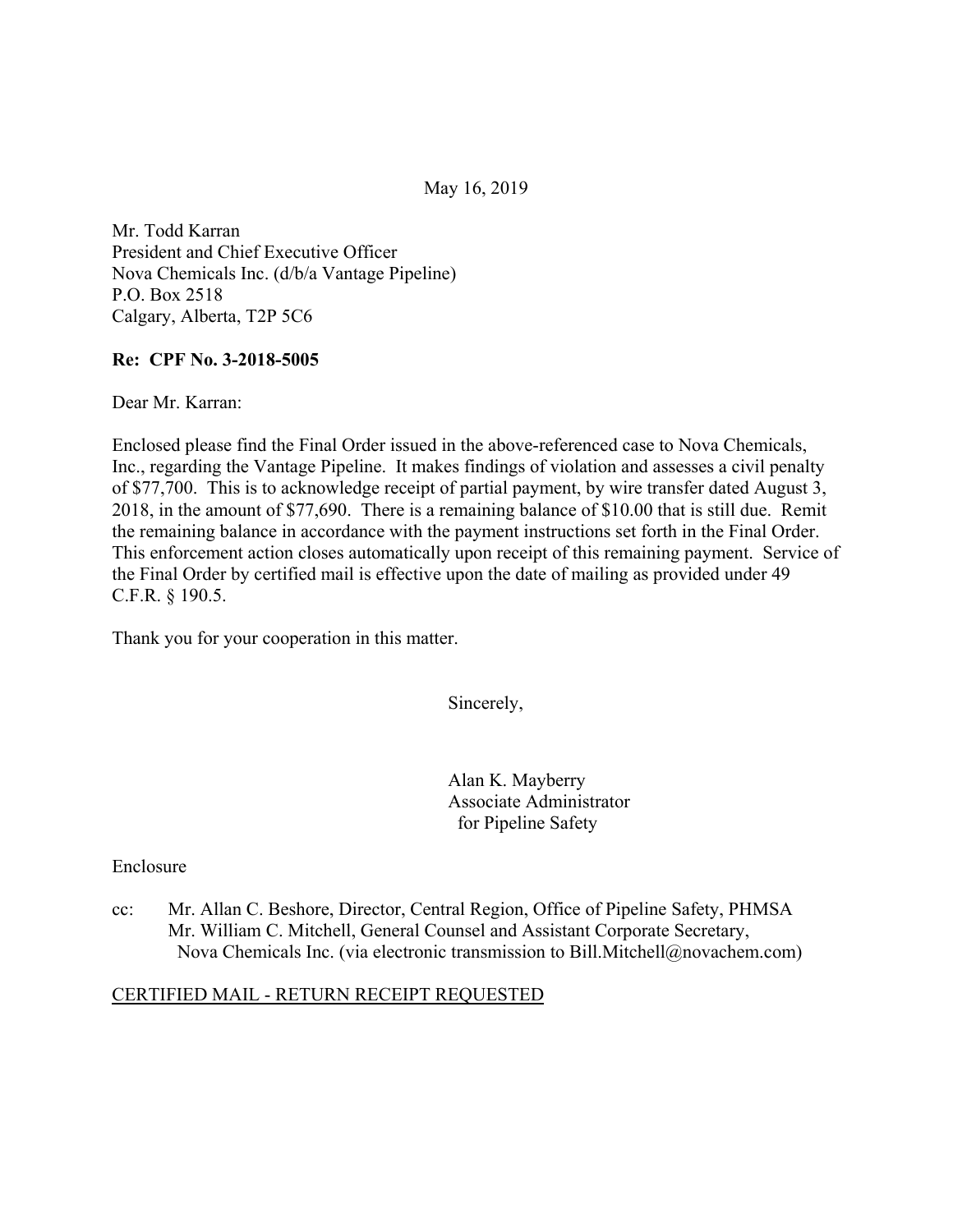May 16, 2019

Mr. Todd Karran
President and Chief Executive Officer
Nova Chemicals Inc. (d/b/a Vantage Pipeline)
P.O. Box 2518
Calgary, Alberta, T2P 5C6

**Re: CPF No. 3-2018-5005**

Dear Mr. Karran:

Enclosed please find the Final Order issued in the above-referenced case to Nova Chemicals, Inc., regarding the Vantage Pipeline. It makes findings of violation and assesses a civil penalty of $77,700. This is to acknowledge receipt of partial payment, by wire transfer dated August 3, 2018, in the amount of $77,690. There is a remaining balance of $10.00 that is still due. Remit the remaining balance in accordance with the payment instructions set forth in the Final Order. This enforcement action closes automatically upon receipt of this remaining payment. Service of the Final Order by certified mail is effective upon the date of mailing as provided under 49 C.F.R. § 190.5.

Thank you for your cooperation in this matter.

Sincerely,

Alan K. Mayberry
Associate Administrator
for Pipeline Safety

Enclosure

cc: Mr. Allan C. Beshore, Director, Central Region, Office of Pipeline Safety, PHMSA
Mr. William C. Mitchell, General Counsel and Assistant Corporate Secretary, Nova Chemicals Inc. (via electronic transmission to Bill.Mitchell@novachem.com)

<u>CERTIFIED MAIL - RETURN RECEIPT REQUESTED</u>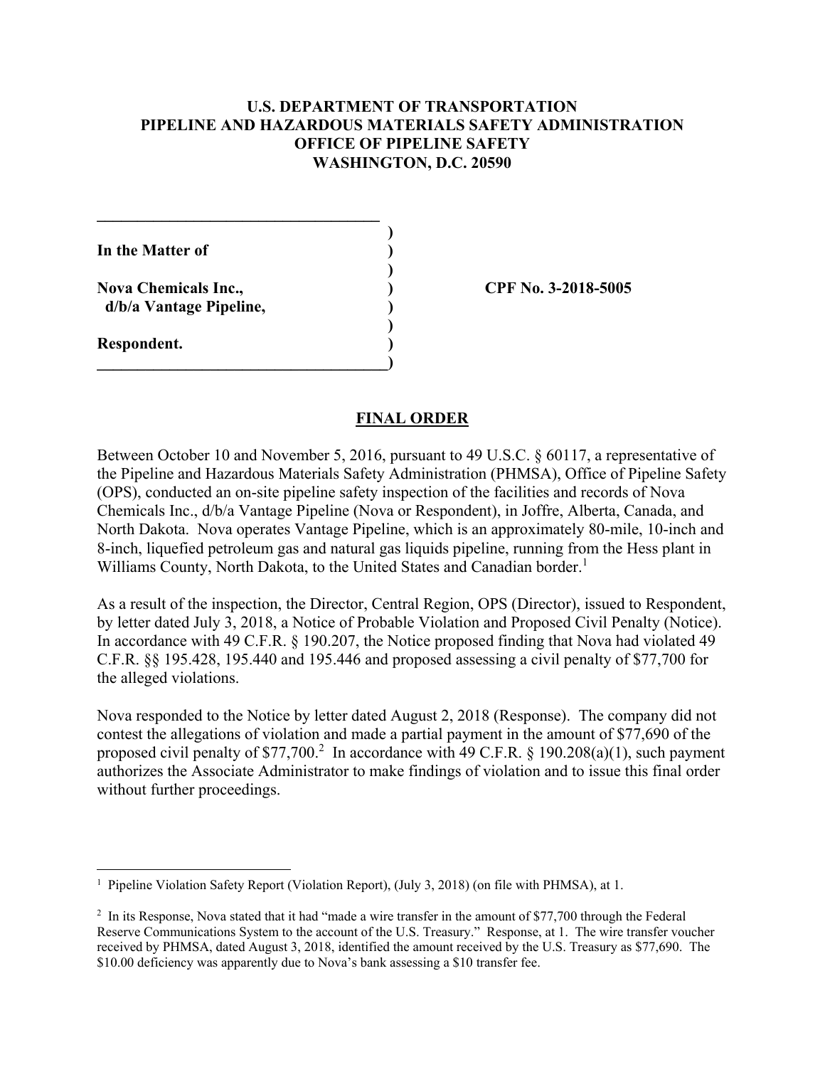**U.S. DEPARTMENT OF TRANSPORTATION**
**PIPELINE AND HAZARDOUS MATERIALS SAFETY ADMINISTRATION**
**OFFICE OF PIPELINE SAFETY**
**WASHINGTON, D.C. 20590**

```
____________________________________
                                    )
In the Matter of                    )
                                    )
Nova Chemicals Inc.,                )        CPF No. 3-2018-5005
  d/b/a Vantage Pipeline,           )
                                    )
Respondent.                         )
____________________________________)
```

## FINAL ORDER

Between October 10 and November 5, 2016, pursuant to 49 U.S.C. § 60117, a representative of the Pipeline and Hazardous Materials Safety Administration (PHMSA), Office of Pipeline Safety (OPS), conducted an on-site pipeline safety inspection of the facilities and records of Nova Chemicals Inc., d/b/a Vantage Pipeline (Nova or Respondent), in Joffre, Alberta, Canada, and North Dakota. Nova operates Vantage Pipeline, which is an approximately 80-mile, 10-inch and 8-inch, liquefied petroleum gas and natural gas liquids pipeline, running from the Hess plant in Williams County, North Dakota, to the United States and Canadian border.[1]

As a result of the inspection, the Director, Central Region, OPS (Director), issued to Respondent, by letter dated July 3, 2018, a Notice of Probable Violation and Proposed Civil Penalty (Notice). In accordance with 49 C.F.R. § 190.207, the Notice proposed finding that Nova had violated 49 C.F.R. §§ 195.428, 195.440 and 195.446 and proposed assessing a civil penalty of $77,700 for the alleged violations.

Nova responded to the Notice by letter dated August 2, 2018 (Response). The company did not contest the allegations of violation and made a partial payment in the amount of $77,690 of the proposed civil penalty of $77,700.[2] In accordance with 49 C.F.R. § 190.208(a)(1), such payment authorizes the Associate Administrator to make findings of violation and to issue this final order without further proceedings.

---

[1] Pipeline Violation Safety Report (Violation Report), (July 3, 2018) (on file with PHMSA), at 1.

[2] In its Response, Nova stated that it had "made a wire transfer in the amount of $77,700 through the Federal Reserve Communications System to the account of the U.S. Treasury." Response, at 1. The wire transfer voucher received by PHMSA, dated August 3, 2018, identified the amount received by the U.S. Treasury as $77,690. The $10.00 deficiency was apparently due to Nova's bank assessing a $10 transfer fee.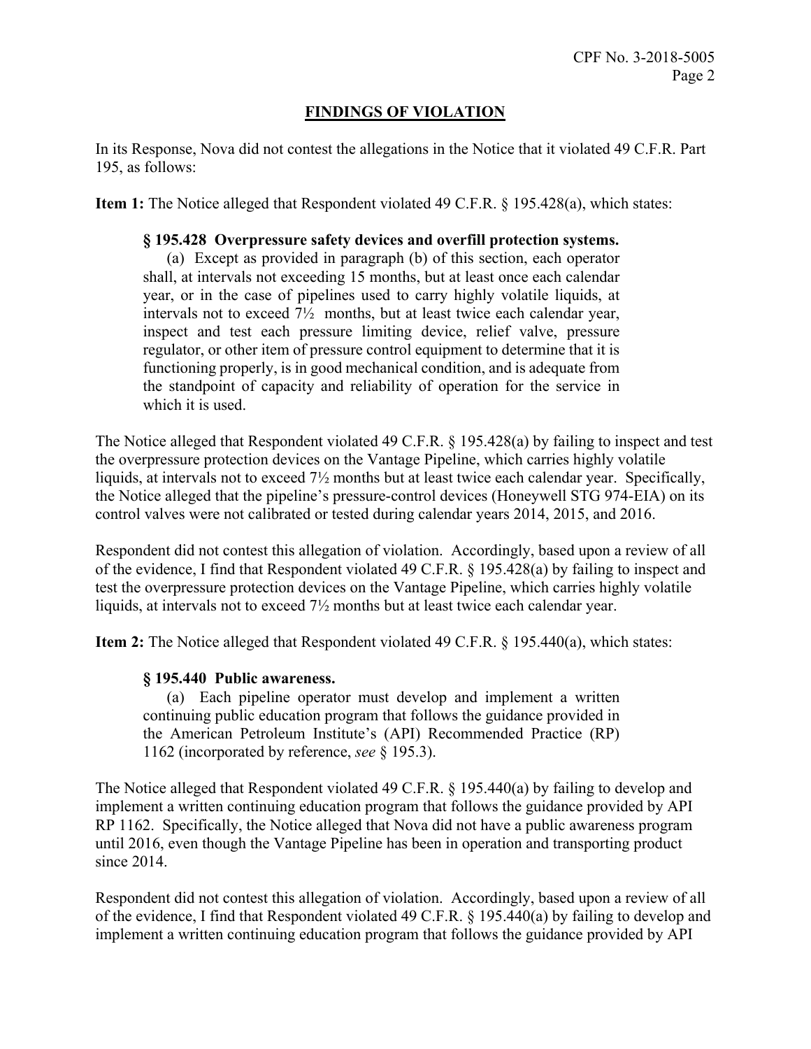## FINDINGS OF VIOLATION

In its Response, Nova did not contest the allegations in the Notice that it violated 49 C.F.R. Part 195, as follows:

**Item 1:** The Notice alleged that Respondent violated 49 C.F.R. § 195.428(a), which states:

> **§ 195.428 Overpressure safety devices and overfill protection systems.**
>
> (a) Except as provided in paragraph (b) of this section, each operator shall, at intervals not exceeding 15 months, but at least once each calendar year, or in the case of pipelines used to carry highly volatile liquids, at intervals not to exceed 7½ months, but at least twice each calendar year, inspect and test each pressure limiting device, relief valve, pressure regulator, or other item of pressure control equipment to determine that it is functioning properly, is in good mechanical condition, and is adequate from the standpoint of capacity and reliability of operation for the service in which it is used.

The Notice alleged that Respondent violated 49 C.F.R. § 195.428(a) by failing to inspect and test the overpressure protection devices on the Vantage Pipeline, which carries highly volatile liquids, at intervals not to exceed 7½ months but at least twice each calendar year. Specifically, the Notice alleged that the pipeline's pressure-control devices (Honeywell STG 974-EIA) on its control valves were not calibrated or tested during calendar years 2014, 2015, and 2016.

Respondent did not contest this allegation of violation. Accordingly, based upon a review of all of the evidence, I find that Respondent violated 49 C.F.R. § 195.428(a) by failing to inspect and test the overpressure protection devices on the Vantage Pipeline, which carries highly volatile liquids, at intervals not to exceed 7½ months but at least twice each calendar year.

**Item 2:** The Notice alleged that Respondent violated 49 C.F.R. § 195.440(a), which states:

> **§ 195.440 Public awareness.**
>
> (a) Each pipeline operator must develop and implement a written continuing public education program that follows the guidance provided in the American Petroleum Institute's (API) Recommended Practice (RP) 1162 (incorporated by reference, *see* § 195.3).

The Notice alleged that Respondent violated 49 C.F.R. § 195.440(a) by failing to develop and implement a written continuing education program that follows the guidance provided by API RP 1162. Specifically, the Notice alleged that Nova did not have a public awareness program until 2016, even though the Vantage Pipeline has been in operation and transporting product since 2014.

Respondent did not contest this allegation of violation. Accordingly, based upon a review of all of the evidence, I find that Respondent violated 49 C.F.R. § 195.440(a) by failing to develop and implement a written continuing education program that follows the guidance provided by API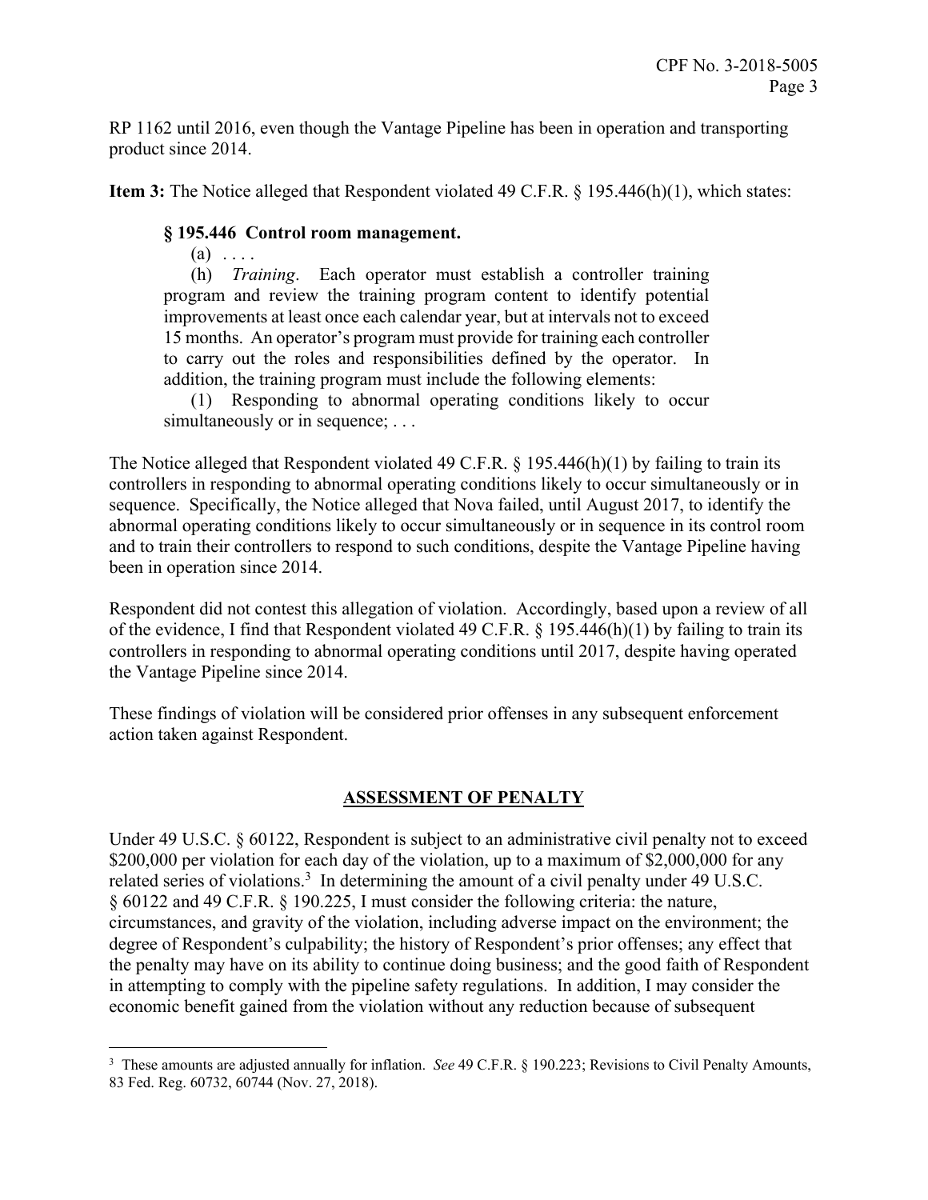RP 1162 until 2016, even though the Vantage Pipeline has been in operation and transporting product since 2014.

**Item 3:** The Notice alleged that Respondent violated 49 C.F.R. § 195.446(h)(1), which states:

> **§ 195.446 Control room management.**
>
> (a) . . . .
>
> (h) *Training*. Each operator must establish a controller training program and review the training program content to identify potential improvements at least once each calendar year, but at intervals not to exceed 15 months. An operator's program must provide for training each controller to carry out the roles and responsibilities defined by the operator. In addition, the training program must include the following elements:
>
> (1) Responding to abnormal operating conditions likely to occur simultaneously or in sequence; . . .

The Notice alleged that Respondent violated 49 C.F.R. § 195.446(h)(1) by failing to train its controllers in responding to abnormal operating conditions likely to occur simultaneously or in sequence. Specifically, the Notice alleged that Nova failed, until August 2017, to identify the abnormal operating conditions likely to occur simultaneously or in sequence in its control room and to train their controllers to respond to such conditions, despite the Vantage Pipeline having been in operation since 2014.

Respondent did not contest this allegation of violation. Accordingly, based upon a review of all of the evidence, I find that Respondent violated 49 C.F.R. § 195.446(h)(1) by failing to train its controllers in responding to abnormal operating conditions until 2017, despite having operated the Vantage Pipeline since 2014.

These findings of violation will be considered prior offenses in any subsequent enforcement action taken against Respondent.

## ASSESSMENT OF PENALTY

Under 49 U.S.C. § 60122, Respondent is subject to an administrative civil penalty not to exceed \$200,000 per violation for each day of the violation, up to a maximum of \$2,000,000 for any related series of violations.[3] In determining the amount of a civil penalty under 49 U.S.C. § 60122 and 49 C.F.R. § 190.225, I must consider the following criteria: the nature, circumstances, and gravity of the violation, including adverse impact on the environment; the degree of Respondent's culpability; the history of Respondent's prior offenses; any effect that the penalty may have on its ability to continue doing business; and the good faith of Respondent in attempting to comply with the pipeline safety regulations. In addition, I may consider the economic benefit gained from the violation without any reduction because of subsequent

[3] These amounts are adjusted annually for inflation. *See* 49 C.F.R. § 190.223; Revisions to Civil Penalty Amounts, 83 Fed. Reg. 60732, 60744 (Nov. 27, 2018).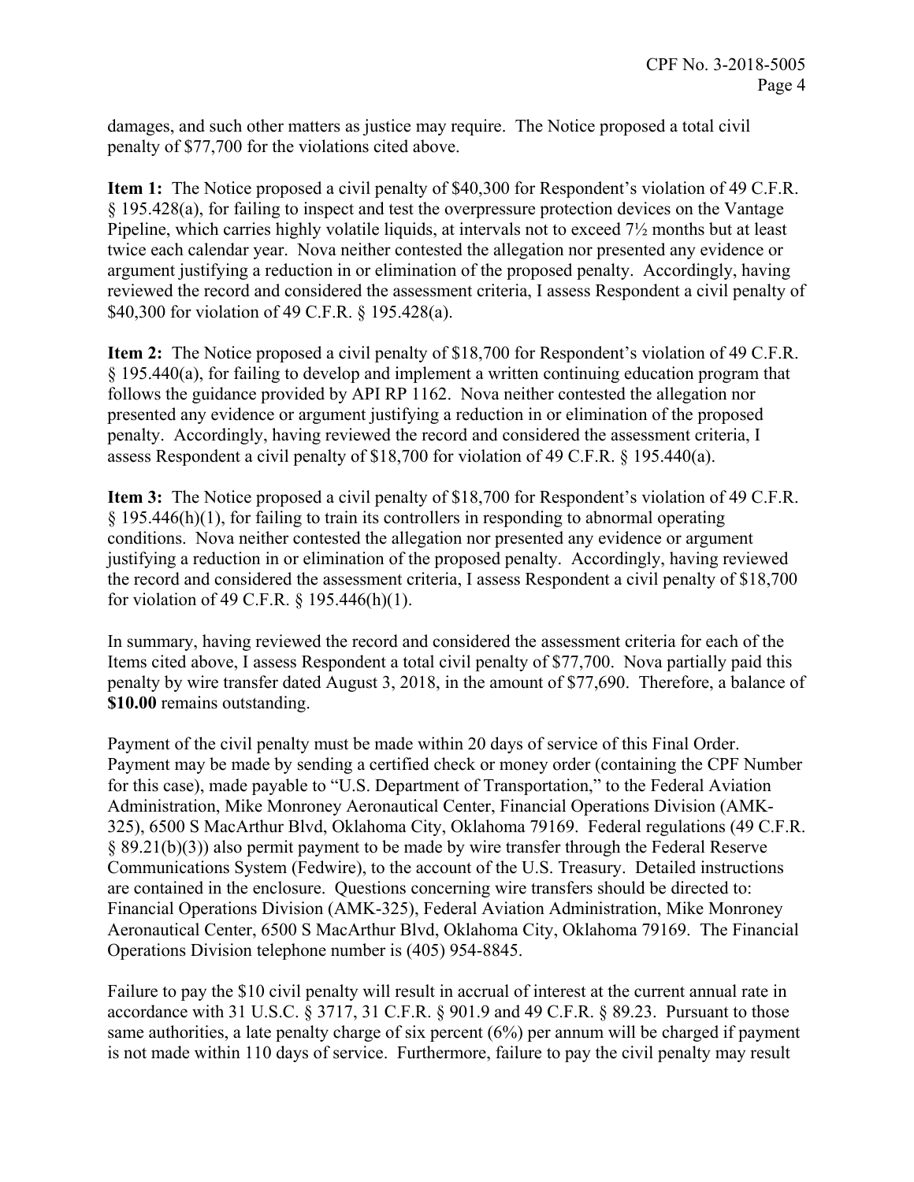damages, and such other matters as justice may require. The Notice proposed a total civil penalty of $77,700 for the violations cited above.

**Item 1:** The Notice proposed a civil penalty of $40,300 for Respondent's violation of 49 C.F.R. § 195.428(a), for failing to inspect and test the overpressure protection devices on the Vantage Pipeline, which carries highly volatile liquids, at intervals not to exceed 7½ months but at least twice each calendar year. Nova neither contested the allegation nor presented any evidence or argument justifying a reduction in or elimination of the proposed penalty. Accordingly, having reviewed the record and considered the assessment criteria, I assess Respondent a civil penalty of $40,300 for violation of 49 C.F.R. § 195.428(a).

**Item 2:** The Notice proposed a civil penalty of $18,700 for Respondent's violation of 49 C.F.R. § 195.440(a), for failing to develop and implement a written continuing education program that follows the guidance provided by API RP 1162. Nova neither contested the allegation nor presented any evidence or argument justifying a reduction in or elimination of the proposed penalty. Accordingly, having reviewed the record and considered the assessment criteria, I assess Respondent a civil penalty of $18,700 for violation of 49 C.F.R. § 195.440(a).

**Item 3:** The Notice proposed a civil penalty of $18,700 for Respondent's violation of 49 C.F.R. § 195.446(h)(1), for failing to train its controllers in responding to abnormal operating conditions. Nova neither contested the allegation nor presented any evidence or argument justifying a reduction in or elimination of the proposed penalty. Accordingly, having reviewed the record and considered the assessment criteria, I assess Respondent a civil penalty of $18,700 for violation of 49 C.F.R. § 195.446(h)(1).

In summary, having reviewed the record and considered the assessment criteria for each of the Items cited above, I assess Respondent a total civil penalty of $77,700. Nova partially paid this penalty by wire transfer dated August 3, 2018, in the amount of $77,690. Therefore, a balance of **$10.00** remains outstanding.

Payment of the civil penalty must be made within 20 days of service of this Final Order. Payment may be made by sending a certified check or money order (containing the CPF Number for this case), made payable to "U.S. Department of Transportation," to the Federal Aviation Administration, Mike Monroney Aeronautical Center, Financial Operations Division (AMK-325), 6500 S MacArthur Blvd, Oklahoma City, Oklahoma 79169. Federal regulations (49 C.F.R. § 89.21(b)(3)) also permit payment to be made by wire transfer through the Federal Reserve Communications System (Fedwire), to the account of the U.S. Treasury. Detailed instructions are contained in the enclosure. Questions concerning wire transfers should be directed to: Financial Operations Division (AMK-325), Federal Aviation Administration, Mike Monroney Aeronautical Center, 6500 S MacArthur Blvd, Oklahoma City, Oklahoma 79169. The Financial Operations Division telephone number is (405) 954-8845.

Failure to pay the $10 civil penalty will result in accrual of interest at the current annual rate in accordance with 31 U.S.C. § 3717, 31 C.F.R. § 901.9 and 49 C.F.R. § 89.23. Pursuant to those same authorities, a late penalty charge of six percent (6%) per annum will be charged if payment is not made within 110 days of service. Furthermore, failure to pay the civil penalty may result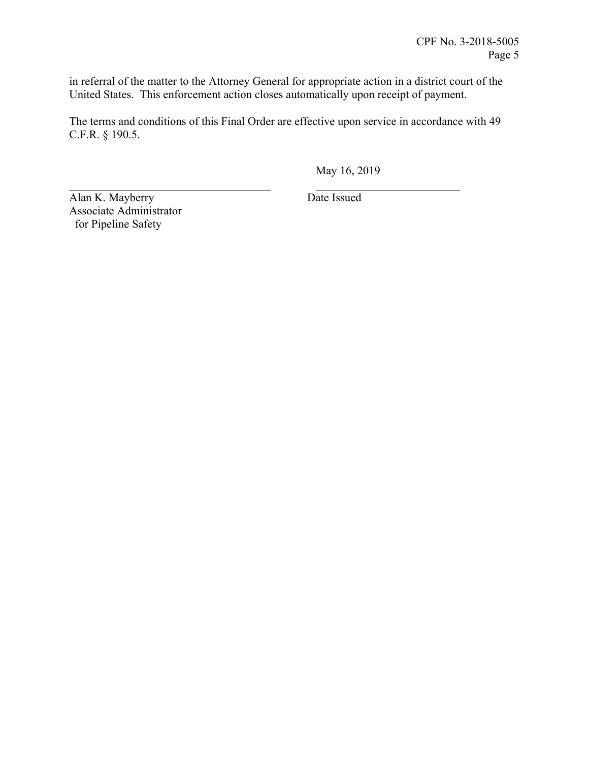in referral of the matter to the Attorney General for appropriate action in a district court of the United States. This enforcement action closes automatically upon receipt of payment.

The terms and conditions of this Final Order are effective upon service in accordance with 49 C.F.R. § 190.5.

| | |
|---|---|
| ___________________________________ | May 16, 2019<br>___________________________ |
| Alan K. Mayberry<br>Associate Administrator<br>for Pipeline Safety | Date Issued |